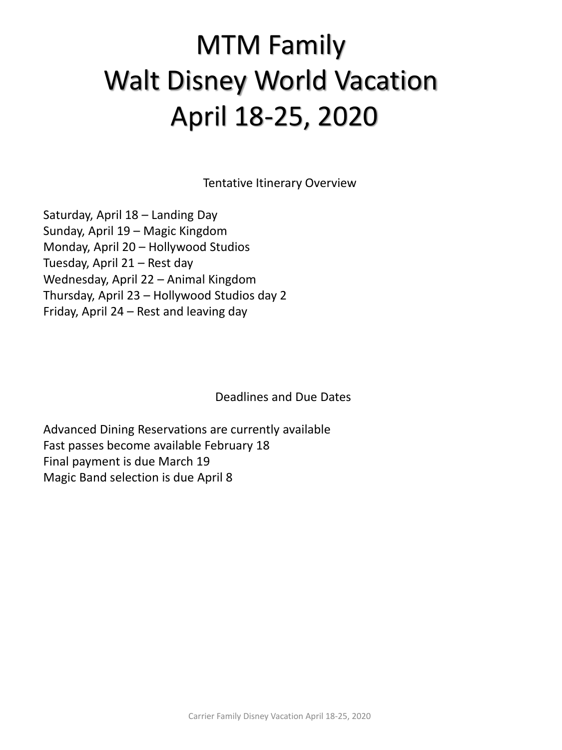# MTM Family
# Walt Disney World Vacation
# April 18-25, 2020

Tentative Itinerary Overview

Saturday, April 18 – Landing Day
Sunday, April 19 – Magic Kingdom
Monday, April 20 – Hollywood Studios
Tuesday, April 21 – Rest day
Wednesday, April 22 – Animal Kingdom
Thursday, April 23 – Hollywood Studios day 2
Friday, April 24 – Rest and leaving day

Deadlines and Due Dates

Advanced Dining Reservations are currently available
Fast passes become available February 18
Final payment is due March 19
Magic Band selection is due April 8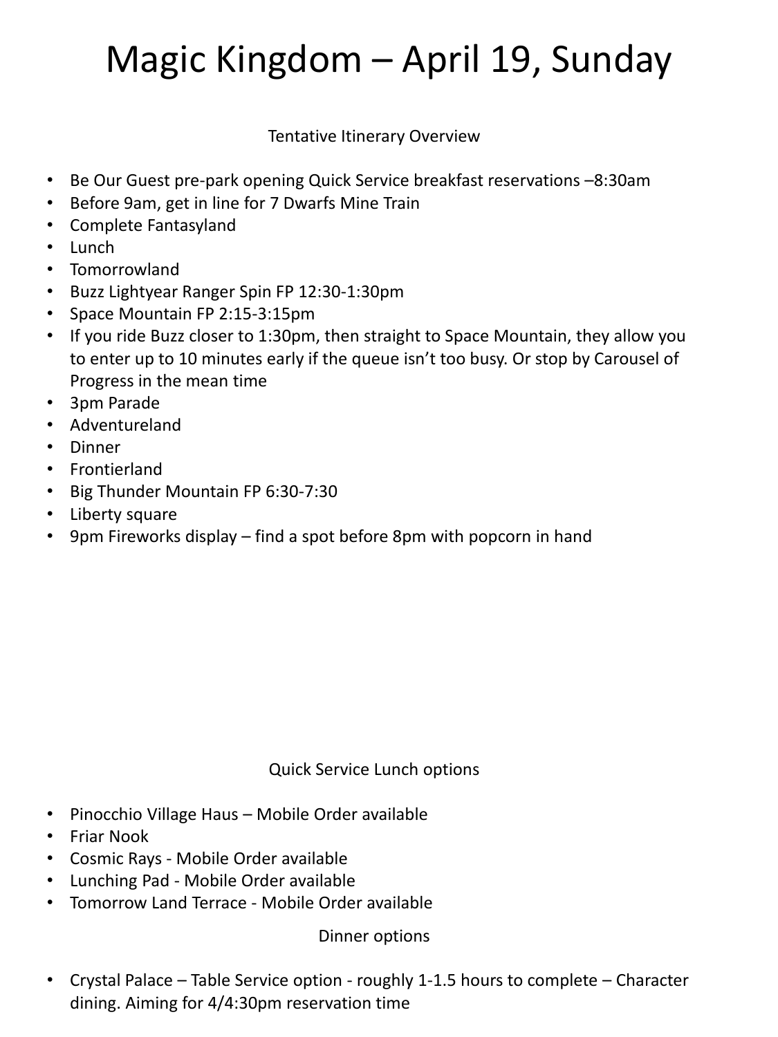# Magic Kingdom – April 19, Sunday

Tentative Itinerary Overview

- Be Our Guest pre-park opening Quick Service breakfast reservations –8:30am
- Before 9am, get in line for 7 Dwarfs Mine Train
- Complete Fantasyland
- Lunch
- Tomorrowland
- Buzz Lightyear Ranger Spin FP 12:30-1:30pm
- Space Mountain FP 2:15-3:15pm
- If you ride Buzz closer to 1:30pm, then straight to Space Mountain, they allow you to enter up to 10 minutes early if the queue isn't too busy. Or stop by Carousel of Progress in the mean time
- 3pm Parade
- Adventureland
- Dinner
- Frontierland
- Big Thunder Mountain FP 6:30-7:30
- Liberty square
- 9pm Fireworks display – find a spot before 8pm with popcorn in hand

Quick Service Lunch options

- Pinocchio Village Haus – Mobile Order available
- Friar Nook
- Cosmic Rays - Mobile Order available
- Lunching Pad - Mobile Order available
- Tomorrow Land Terrace - Mobile Order available

Dinner options

- Crystal Palace – Table Service option - roughly 1-1.5 hours to complete – Character dining. Aiming for 4/4:30pm reservation time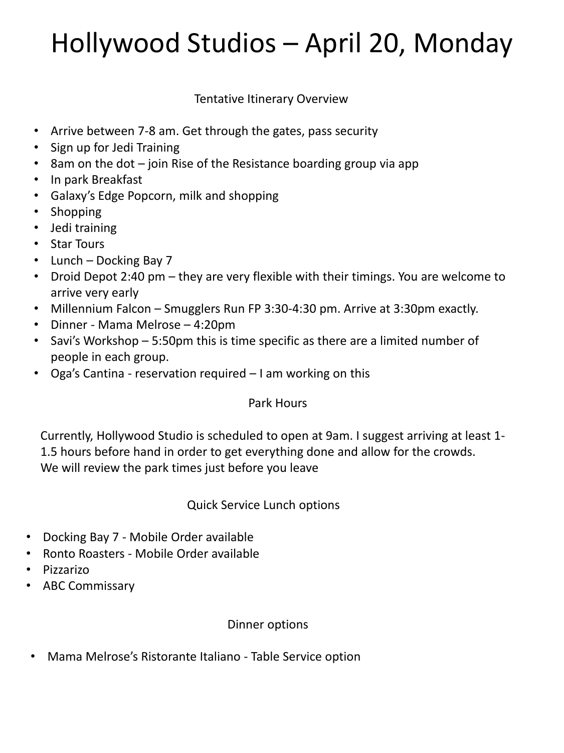# Hollywood Studios – April 20, Monday

## Tentative Itinerary Overview

- Arrive between 7-8 am. Get through the gates, pass security
- Sign up for Jedi Training
- 8am on the dot – join Rise of the Resistance boarding group via app
- In park Breakfast
- Galaxy's Edge Popcorn, milk and shopping
- Shopping
- Jedi training
- Star Tours
- Lunch – Docking Bay 7
- Droid Depot 2:40 pm – they are very flexible with their timings. You are welcome to arrive very early
- Millennium Falcon – Smugglers Run FP 3:30-4:30 pm. Arrive at 3:30pm exactly.
- Dinner - Mama Melrose – 4:20pm
- Savi's Workshop – 5:50pm this is time specific as there are a limited number of people in each group.
- Oga's Cantina - reservation required – I am working on this

## Park Hours

Currently, Hollywood Studio is scheduled to open at 9am. I suggest arriving at least 1-1.5 hours before hand in order to get everything done and allow for the crowds. We will review the park times just before you leave

## Quick Service Lunch options

- Docking Bay 7 - Mobile Order available
- Ronto Roasters - Mobile Order available
- Pizzarizo
- ABC Commissary

## Dinner options

- Mama Melrose's Ristorante Italiano - Table Service option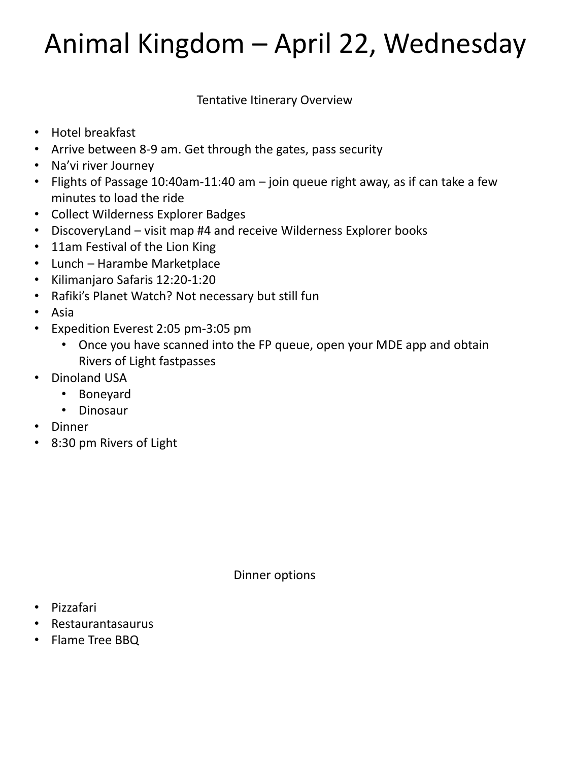# Animal Kingdom – April 22, Wednesday

Tentative Itinerary Overview

- Hotel breakfast
- Arrive between 8-9 am. Get through the gates, pass security
- Na'vi river Journey
- Flights of Passage 10:40am-11:40 am – join queue right away, as if can take a few minutes to load the ride
- Collect Wilderness Explorer Badges
- DiscoveryLand – visit map #4 and receive Wilderness Explorer books
- 11am Festival of the Lion King
- Lunch – Harambe Marketplace
- Kilimanjaro Safaris 12:20-1:20
- Rafiki's Planet Watch? Not necessary but still fun
- Asia
- Expedition Everest 2:05 pm-3:05 pm
  - Once you have scanned into the FP queue, open your MDE app and obtain Rivers of Light fastpasses
- Dinoland USA
  - Boneyard
  - Dinosaur
- Dinner
- 8:30 pm Rivers of Light

Dinner options

- Pizzafari
- Restaurantasaurus
- Flame Tree BBQ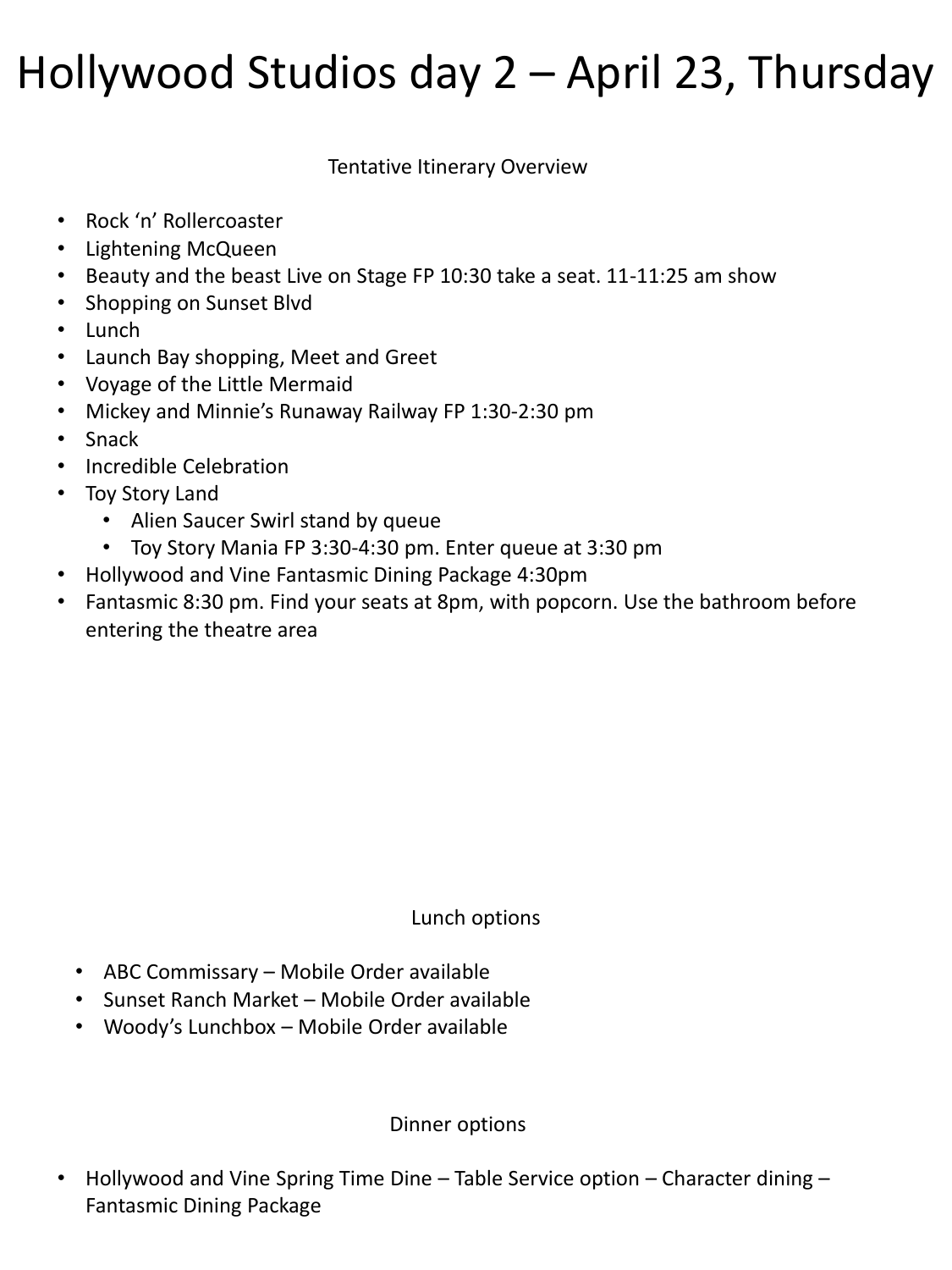# Hollywood Studios day 2 – April 23, Thursday

Tentative Itinerary Overview

- Rock 'n' Rollercoaster
- Lightening McQueen
- Beauty and the beast Live on Stage FP 10:30 take a seat. 11-11:25 am show
- Shopping on Sunset Blvd
- Lunch
- Launch Bay shopping, Meet and Greet
- Voyage of the Little Mermaid
- Mickey and Minnie's Runaway Railway FP 1:30-2:30 pm
- Snack
- Incredible Celebration
- Toy Story Land
  - Alien Saucer Swirl stand by queue
  - Toy Story Mania FP 3:30-4:30 pm. Enter queue at 3:30 pm
- Hollywood and Vine Fantasmic Dining Package 4:30pm
- Fantasmic 8:30 pm. Find your seats at 8pm, with popcorn. Use the bathroom before entering the theatre area

Lunch options

- ABC Commissary – Mobile Order available
- Sunset Ranch Market – Mobile Order available
- Woody's Lunchbox – Mobile Order available

Dinner options

- Hollywood and Vine Spring Time Dine – Table Service option – Character dining – Fantasmic Dining Package